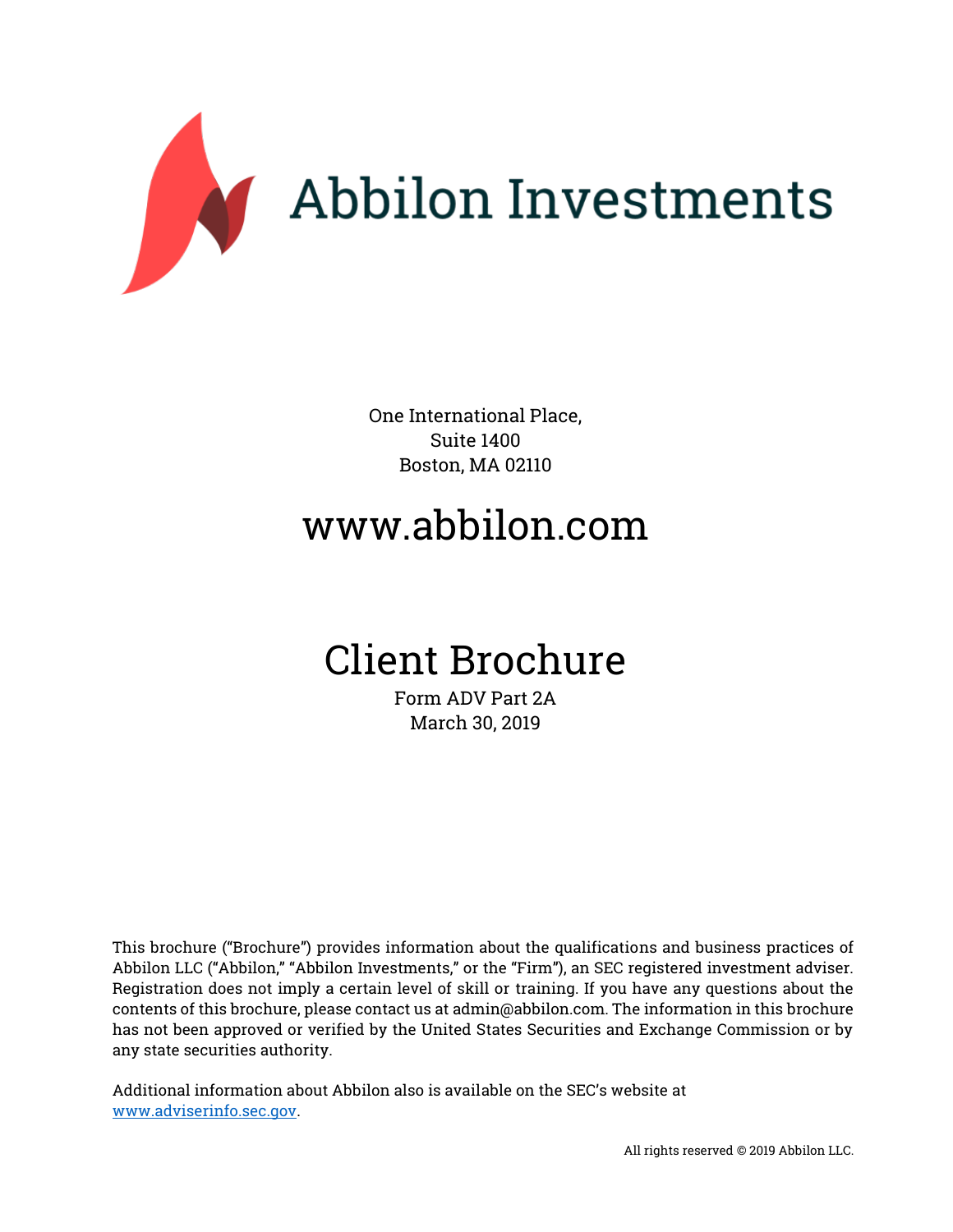# Abbilon Investments

One International Place,
Suite 1400
Boston, MA 02110

## www.abbilon.com

# Client Brochure

Form ADV Part 2A
March 30, 2019

This brochure ("Brochure") provides information about the qualifications and business practices of Abbilon LLC ("Abbilon," "Abbilon Investments," or the "Firm"), an SEC registered investment adviser. Registration does not imply a certain level of skill or training. If you have any questions about the contents of this brochure, please contact us at admin@abbilon.com. The information in this brochure has not been approved or verified by the United States Securities and Exchange Commission or by any state securities authority.

Additional information about Abbilon also is available on the SEC's website at [www.adviserinfo.sec.gov](http://www.adviserinfo.sec.gov).

All rights reserved © 2019 Abbilon LLC.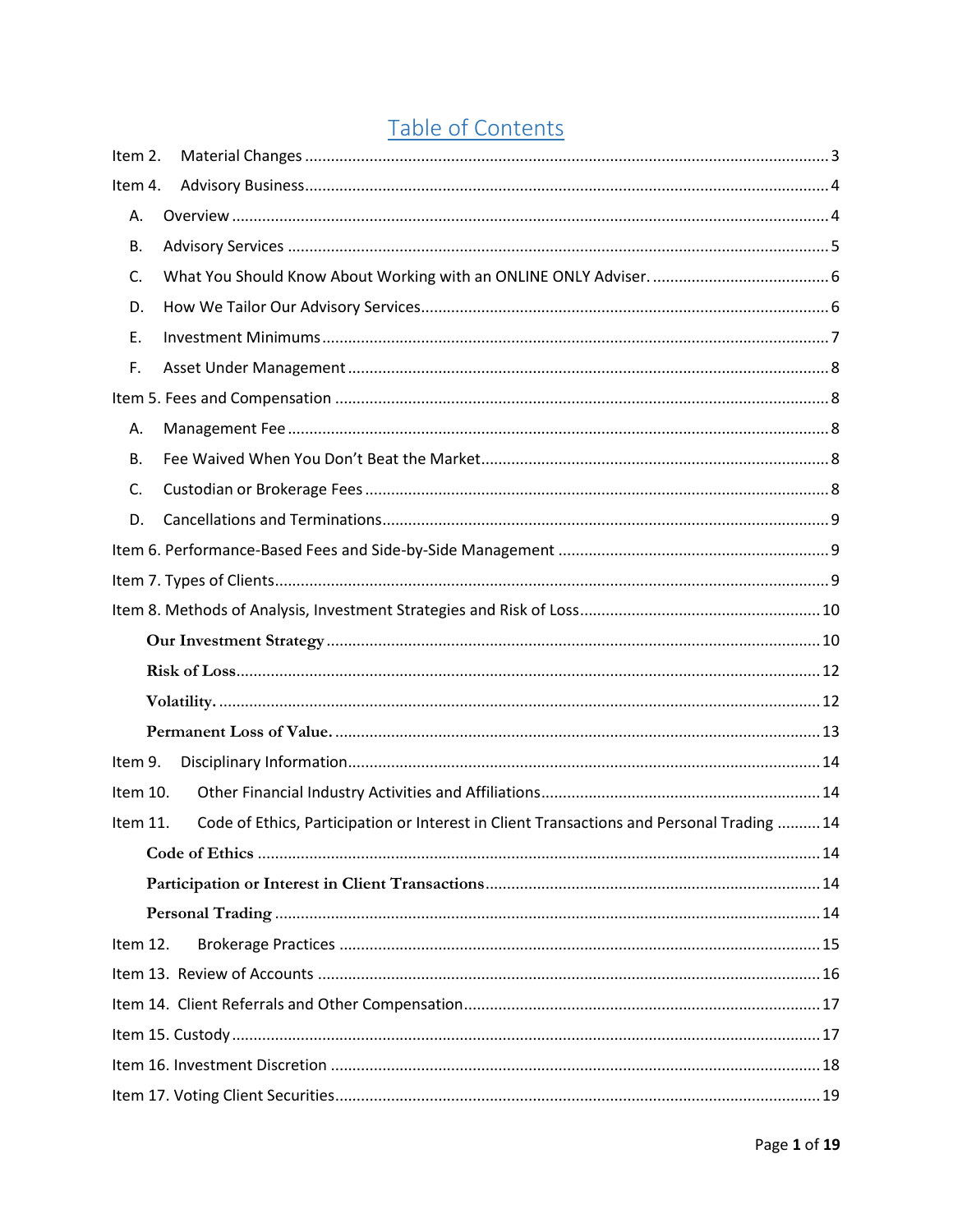# Table of Contents

Item 2. Material Changes .......... 3

Item 4. Advisory Business .......... 4

- A. Overview .......... 4
- B. Advisory Services .......... 5
- C. What You Should Know About Working with an ONLINE ONLY Adviser. .......... 6
- D. How We Tailor Our Advisory Services .......... 6
- E. Investment Minimums .......... 7
- F. Asset Under Management .......... 8

Item 5. Fees and Compensation .......... 8

- A. Management Fee .......... 8
- B. Fee Waived When You Don't Beat the Market .......... 8
- C. Custodian or Brokerage Fees .......... 8
- D. Cancellations and Terminations .......... 9

Item 6. Performance-Based Fees and Side-by-Side Management .......... 9

Item 7. Types of Clients .......... 9

Item 8. Methods of Analysis, Investment Strategies and Risk of Loss .......... 10

- **Our Investment Strategy** .......... 10
- **Risk of Loss** .......... 12
- **Volatility.** .......... 12
- **Permanent Loss of Value.** .......... 13

Item 9. Disciplinary Information .......... 14

Item 10. Other Financial Industry Activities and Affiliations .......... 14

Item 11. Code of Ethics, Participation or Interest in Client Transactions and Personal Trading .......... 14

- **Code of Ethics** .......... 14
- **Participation or Interest in Client Transactions** .......... 14
- **Personal Trading** .......... 14

Item 12. Brokerage Practices .......... 15

Item 13. Review of Accounts .......... 16

Item 14. Client Referrals and Other Compensation .......... 17

Item 15. Custody .......... 17

Item 16. Investment Discretion .......... 18

Item 17. Voting Client Securities .......... 19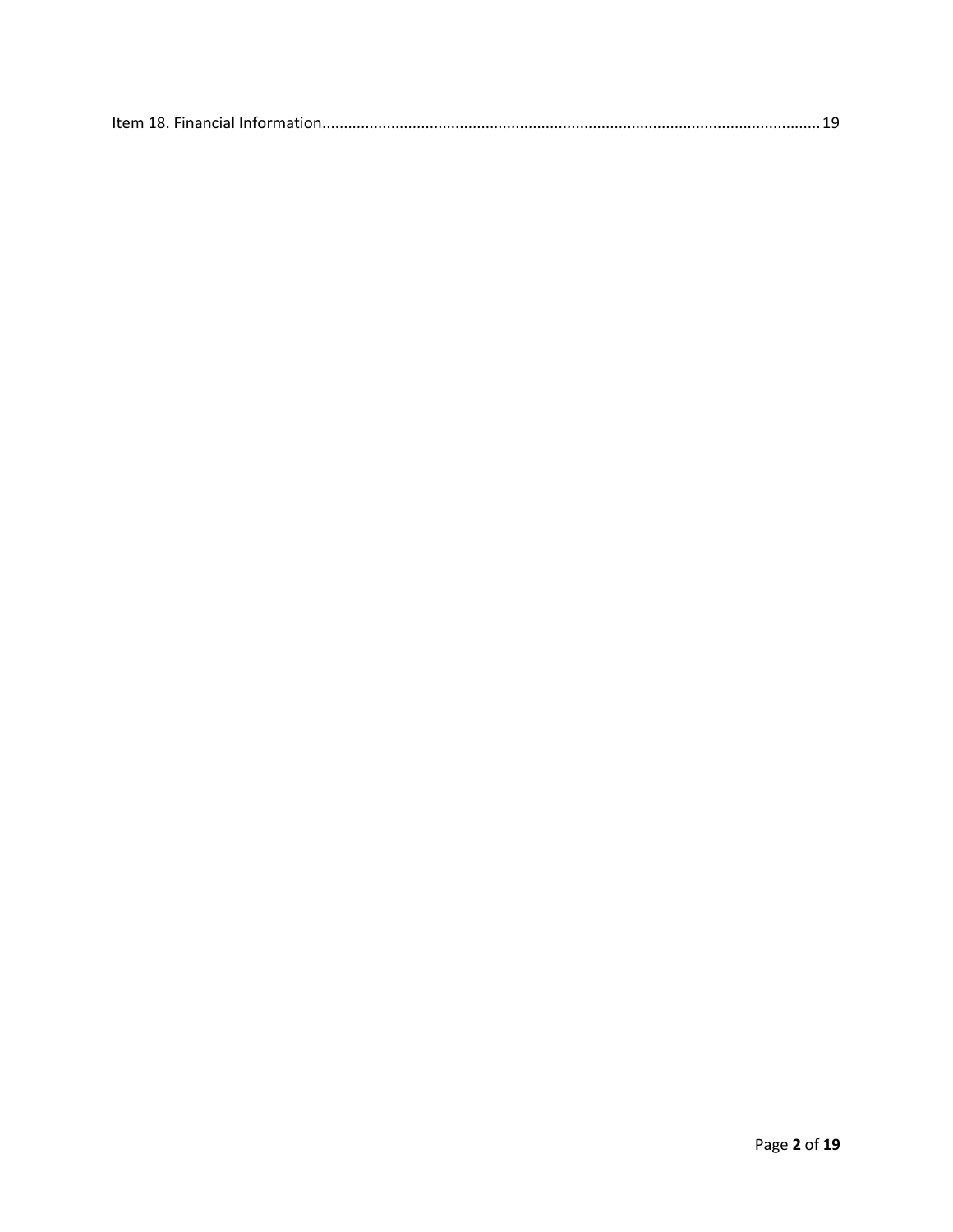Item 18. Financial Information............................................................................................................... 19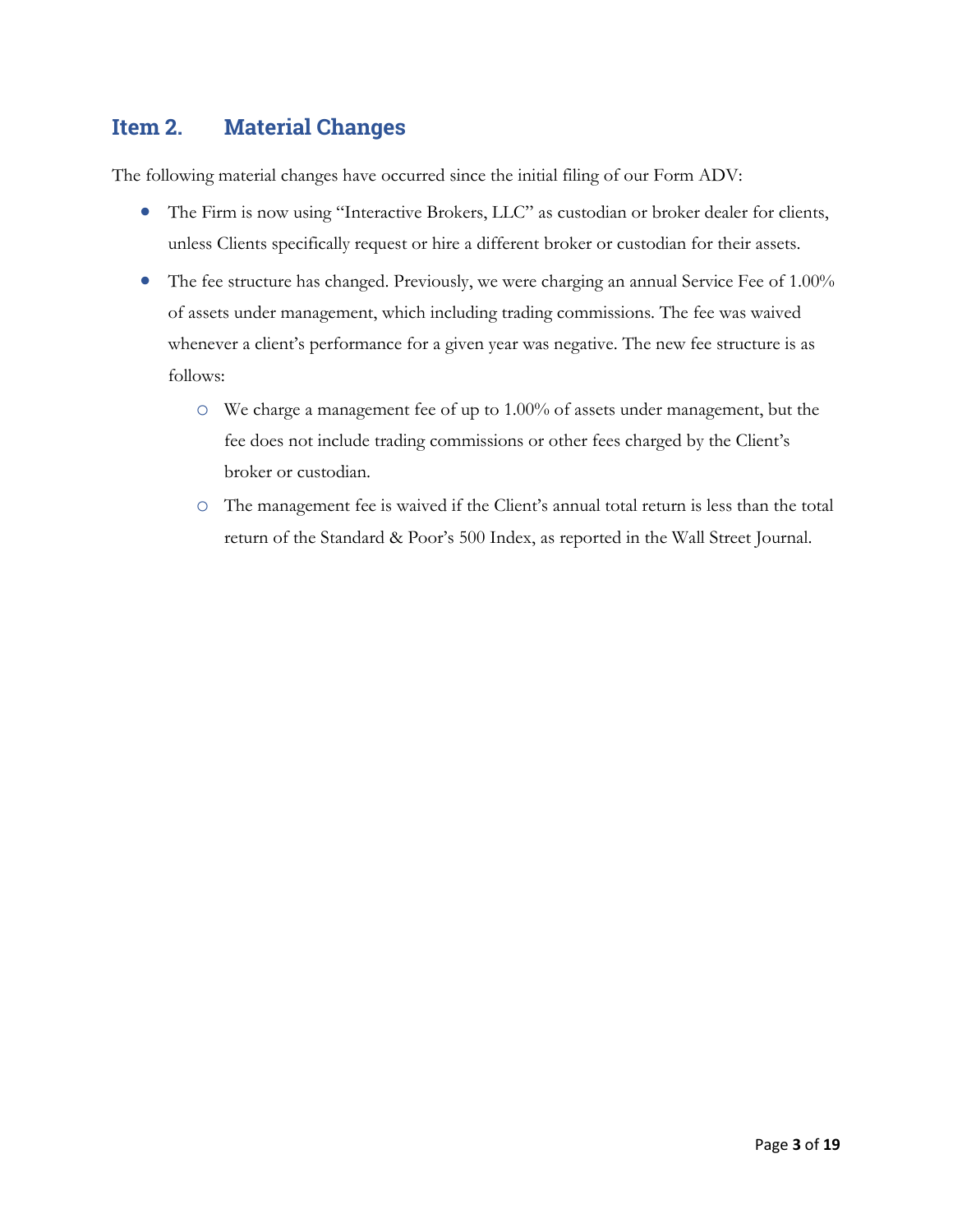## Item 2. Material Changes

The following material changes have occurred since the initial filing of our Form ADV:

- The Firm is now using "Interactive Brokers, LLC" as custodian or broker dealer for clients, unless Clients specifically request or hire a different broker or custodian for their assets.
- The fee structure has changed. Previously, we were charging an annual Service Fee of 1.00% of assets under management, which including trading commissions. The fee was waived whenever a client's performance for a given year was negative. The new fee structure is as follows:
  - We charge a management fee of up to 1.00% of assets under management, but the fee does not include trading commissions or other fees charged by the Client's broker or custodian.
  - The management fee is waived if the Client's annual total return is less than the total return of the Standard & Poor's 500 Index, as reported in the Wall Street Journal.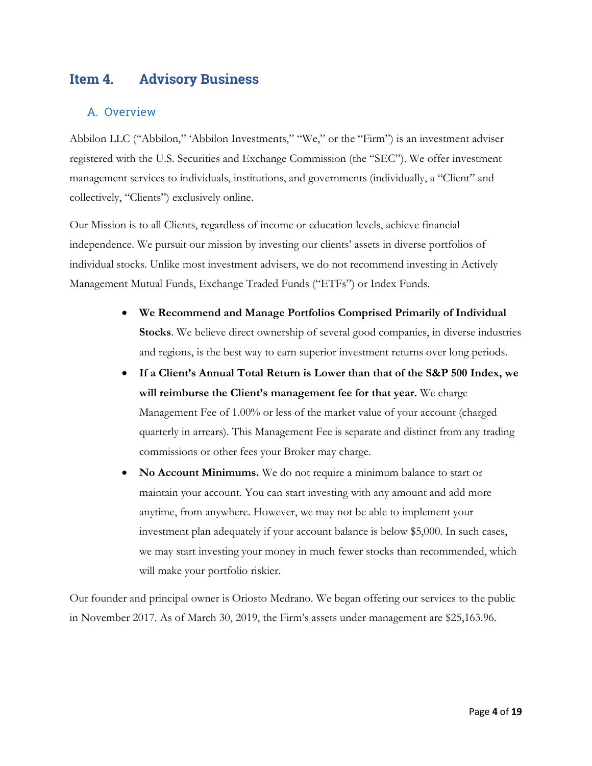## Item 4. Advisory Business

### A. Overview

Abbilon LLC (“Abbilon,” ‘Abbilon Investments,” “We,” or the “Firm”) is an investment adviser registered with the U.S. Securities and Exchange Commission (the “SEC”). We offer investment management services to individuals, institutions, and governments (individually, a “Client” and collectively, “Clients”) exclusively online.

Our Mission is to all Clients, regardless of income or education levels, achieve financial independence. We pursuit our mission by investing our clients’ assets in diverse portfolios of individual stocks. Unlike most investment advisers, we do not recommend investing in Actively Management Mutual Funds, Exchange Traded Funds (“ETFs”) or Index Funds.

- **We Recommend and Manage Portfolios Comprised Primarily of Individual Stocks**. We believe direct ownership of several good companies, in diverse industries and regions, is the best way to earn superior investment returns over long periods.
- **If a Client’s Annual Total Return is Lower than that of the S&P 500 Index, we will reimburse the Client’s management fee for that year.** We charge Management Fee of 1.00% or less of the market value of your account (charged quarterly in arrears). This Management Fee is separate and distinct from any trading commissions or other fees your Broker may charge.
- **No Account Minimums.** We do not require a minimum balance to start or maintain your account. You can start investing with any amount and add more anytime, from anywhere. However, we may not be able to implement your investment plan adequately if your account balance is below $5,000. In such cases, we may start investing your money in much fewer stocks than recommended, which will make your portfolio riskier.

Our founder and principal owner is Oriosto Medrano. We began offering our services to the public in November 2017. As of March 30, 2019, the Firm’s assets under management are $25,163.96.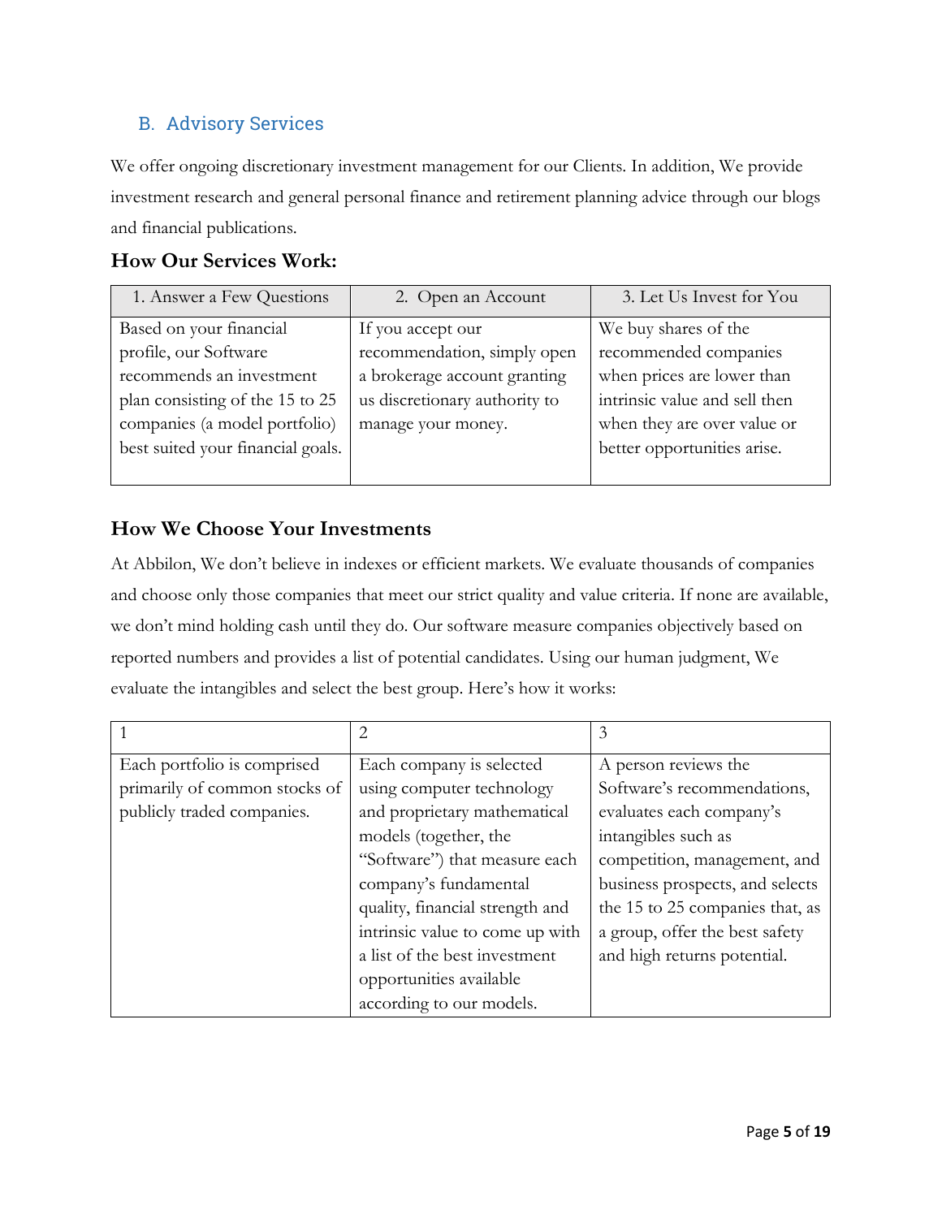## B. Advisory Services

We offer ongoing discretionary investment management for our Clients. In addition, We provide investment research and general personal finance and retirement planning advice through our blogs and financial publications.

### How Our Services Work:

| 1. Answer a Few Questions | 2. Open an Account | 3. Let Us Invest for You |
|---|---|---|
| Based on your financial profile, our Software recommends an investment plan consisting of the 15 to 25 companies (a model portfolio) best suited your financial goals. | If you accept our recommendation, simply open a brokerage account granting us discretionary authority to manage your money. | We buy shares of the recommended companies when prices are lower than intrinsic value and sell then when they are over value or better opportunities arise. |

### How We Choose Your Investments

At Abbilon, We don't believe in indexes or efficient markets. We evaluate thousands of companies and choose only those companies that meet our strict quality and value criteria. If none are available, we don't mind holding cash until they do. Our software measure companies objectively based on reported numbers and provides a list of potential candidates. Using our human judgment, We evaluate the intangibles and select the best group. Here's how it works:

| 1 | 2 | 3 |
|---|---|---|
| Each portfolio is comprised primarily of common stocks of publicly traded companies. | Each company is selected using computer technology and proprietary mathematical models (together, the "Software") that measure each company's fundamental quality, financial strength and intrinsic value to come up with a list of the best investment opportunities available according to our models. | A person reviews the Software's recommendations, evaluates each company's intangibles such as competition, management, and business prospects, and selects the 15 to 25 companies that, as a group, offer the best safety and high returns potential. |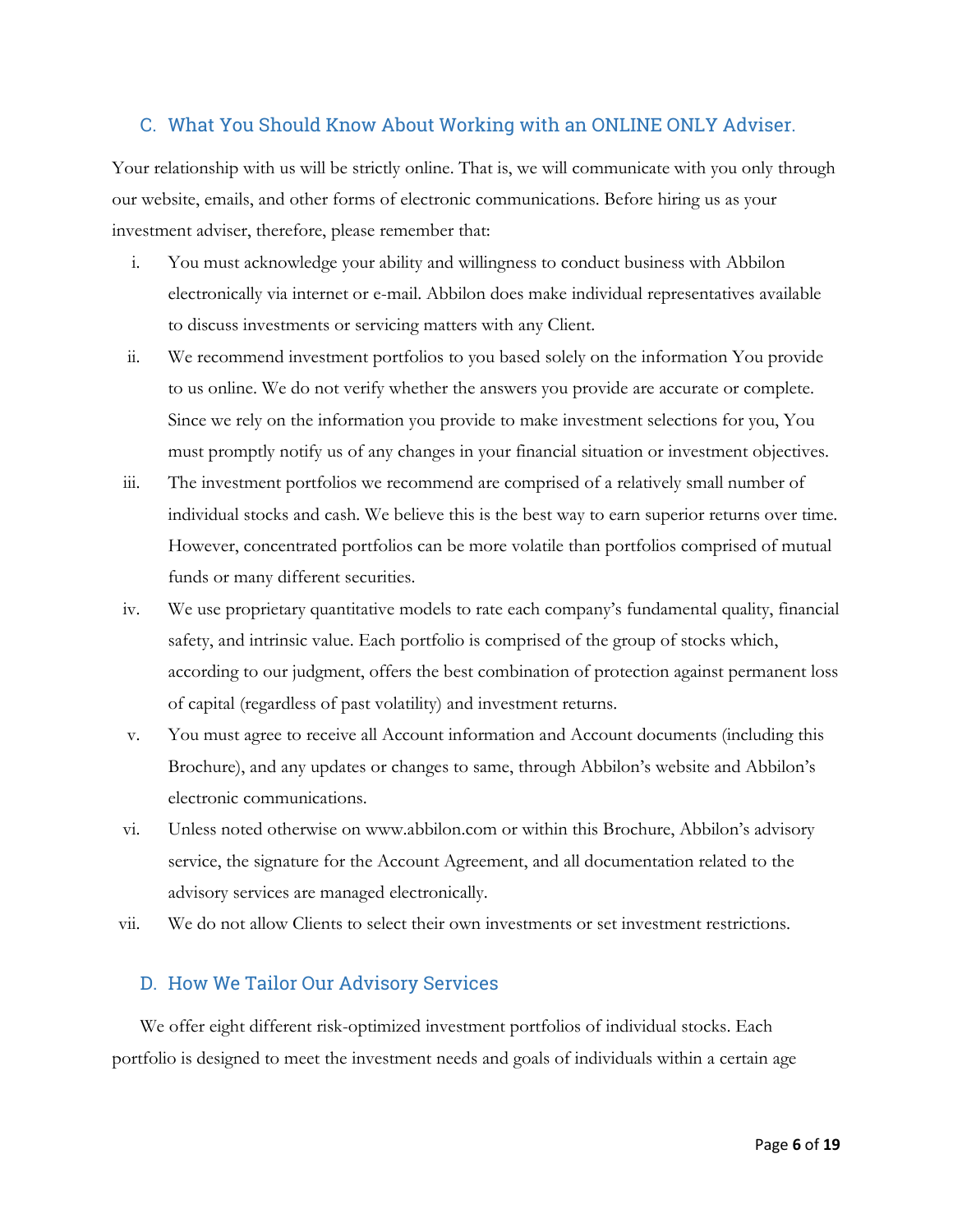## C. What You Should Know About Working with an ONLINE ONLY Adviser.

Your relationship with us will be strictly online. That is, we will communicate with you only through our website, emails, and other forms of electronic communications. Before hiring us as your investment adviser, therefore, please remember that:

i. You must acknowledge your ability and willingness to conduct business with Abbilon electronically via internet or e-mail. Abbilon does make individual representatives available to discuss investments or servicing matters with any Client.

ii. We recommend investment portfolios to you based solely on the information You provide to us online. We do not verify whether the answers you provide are accurate or complete. Since we rely on the information you provide to make investment selections for you, You must promptly notify us of any changes in your financial situation or investment objectives.

iii. The investment portfolios we recommend are comprised of a relatively small number of individual stocks and cash. We believe this is the best way to earn superior returns over time. However, concentrated portfolios can be more volatile than portfolios comprised of mutual funds or many different securities.

iv. We use proprietary quantitative models to rate each company's fundamental quality, financial safety, and intrinsic value. Each portfolio is comprised of the group of stocks which, according to our judgment, offers the best combination of protection against permanent loss of capital (regardless of past volatility) and investment returns.

v. You must agree to receive all Account information and Account documents (including this Brochure), and any updates or changes to same, through Abbilon's website and Abbilon's electronic communications.

vi. Unless noted otherwise on www.abbilon.com or within this Brochure, Abbilon's advisory service, the signature for the Account Agreement, and all documentation related to the advisory services are managed electronically.

vii. We do not allow Clients to select their own investments or set investment restrictions.

## D. How We Tailor Our Advisory Services

We offer eight different risk-optimized investment portfolios of individual stocks. Each portfolio is designed to meet the investment needs and goals of individuals within a certain age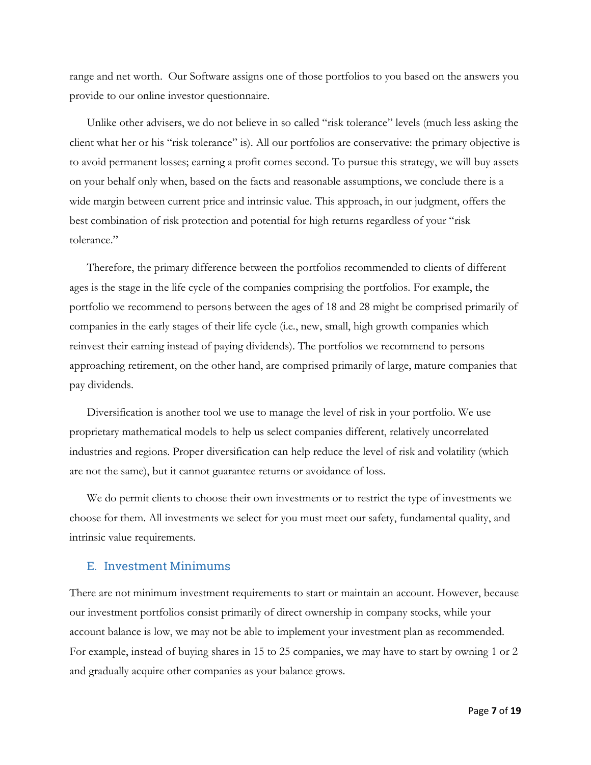range and net worth. Our Software assigns one of those portfolios to you based on the answers you provide to our online investor questionnaire.

Unlike other advisers, we do not believe in so called "risk tolerance" levels (much less asking the client what her or his "risk tolerance" is). All our portfolios are conservative: the primary objective is to avoid permanent losses; earning a profit comes second. To pursue this strategy, we will buy assets on your behalf only when, based on the facts and reasonable assumptions, we conclude there is a wide margin between current price and intrinsic value. This approach, in our judgment, offers the best combination of risk protection and potential for high returns regardless of your "risk tolerance."

Therefore, the primary difference between the portfolios recommended to clients of different ages is the stage in the life cycle of the companies comprising the portfolios. For example, the portfolio we recommend to persons between the ages of 18 and 28 might be comprised primarily of companies in the early stages of their life cycle (i.e., new, small, high growth companies which reinvest their earning instead of paying dividends). The portfolios we recommend to persons approaching retirement, on the other hand, are comprised primarily of large, mature companies that pay dividends.

Diversification is another tool we use to manage the level of risk in your portfolio. We use proprietary mathematical models to help us select companies different, relatively uncorrelated industries and regions. Proper diversification can help reduce the level of risk and volatility (which are not the same), but it cannot guarantee returns or avoidance of loss.

We do permit clients to choose their own investments or to restrict the type of investments we choose for them. All investments we select for you must meet our safety, fundamental quality, and intrinsic value requirements.

## E. Investment Minimums

There are not minimum investment requirements to start or maintain an account. However, because our investment portfolios consist primarily of direct ownership in company stocks, while your account balance is low, we may not be able to implement your investment plan as recommended. For example, instead of buying shares in 15 to 25 companies, we may have to start by owning 1 or 2 and gradually acquire other companies as your balance grows.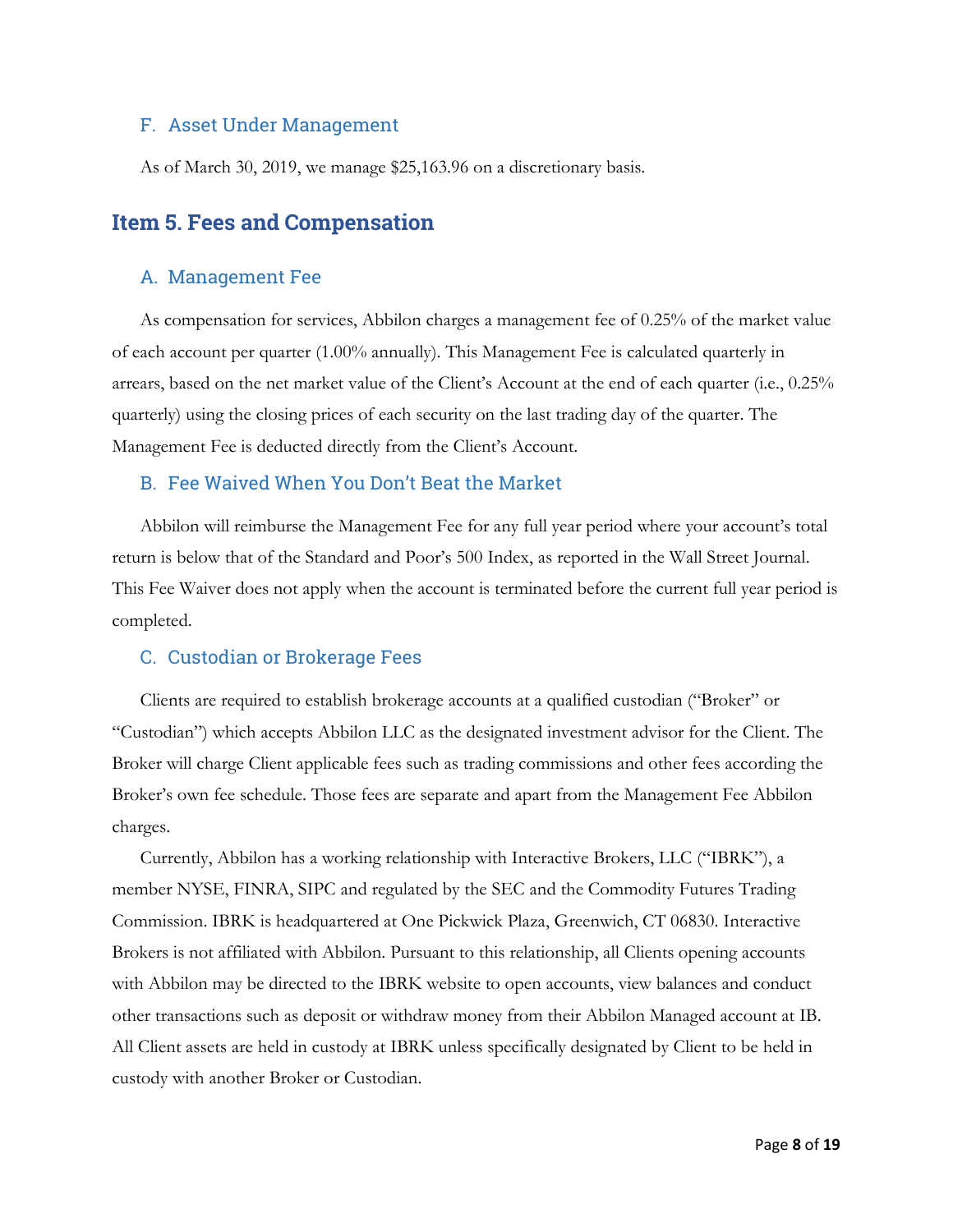### F. Asset Under Management

As of March 30, 2019, we manage $25,163.96 on a discretionary basis.

## Item 5. Fees and Compensation

### A. Management Fee

As compensation for services, Abbilon charges a management fee of 0.25% of the market value of each account per quarter (1.00% annually). This Management Fee is calculated quarterly in arrears, based on the net market value of the Client's Account at the end of each quarter (i.e., 0.25% quarterly) using the closing prices of each security on the last trading day of the quarter. The Management Fee is deducted directly from the Client's Account.

### B. Fee Waived When You Don't Beat the Market

Abbilon will reimburse the Management Fee for any full year period where your account's total return is below that of the Standard and Poor's 500 Index, as reported in the Wall Street Journal. This Fee Waiver does not apply when the account is terminated before the current full year period is completed.

### C. Custodian or Brokerage Fees

Clients are required to establish brokerage accounts at a qualified custodian ("Broker" or "Custodian") which accepts Abbilon LLC as the designated investment advisor for the Client. The Broker will charge Client applicable fees such as trading commissions and other fees according the Broker's own fee schedule. Those fees are separate and apart from the Management Fee Abbilon charges.

Currently, Abbilon has a working relationship with Interactive Brokers, LLC ("IBRK"), a member NYSE, FINRA, SIPC and regulated by the SEC and the Commodity Futures Trading Commission. IBRK is headquartered at One Pickwick Plaza, Greenwich, CT 06830. Interactive Brokers is not affiliated with Abbilon. Pursuant to this relationship, all Clients opening accounts with Abbilon may be directed to the IBRK website to open accounts, view balances and conduct other transactions such as deposit or withdraw money from their Abbilon Managed account at IB. All Client assets are held in custody at IBRK unless specifically designated by Client to be held in custody with another Broker or Custodian.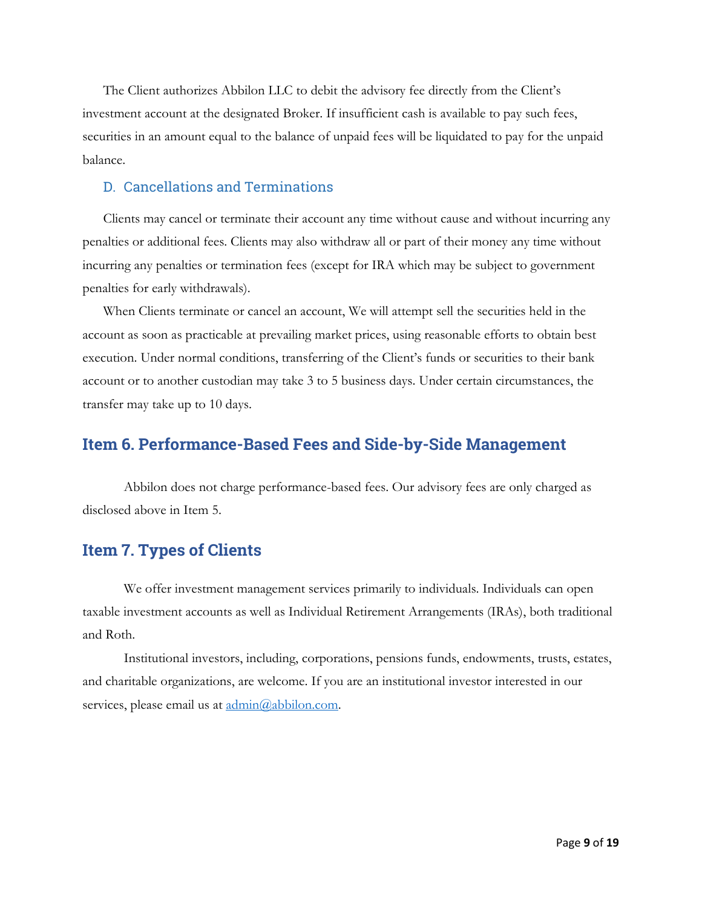The Client authorizes Abbilon LLC to debit the advisory fee directly from the Client's investment account at the designated Broker. If insufficient cash is available to pay such fees, securities in an amount equal to the balance of unpaid fees will be liquidated to pay for the unpaid balance.

### D. Cancellations and Terminations

Clients may cancel or terminate their account any time without cause and without incurring any penalties or additional fees. Clients may also withdraw all or part of their money any time without incurring any penalties or termination fees (except for IRA which may be subject to government penalties for early withdrawals).

When Clients terminate or cancel an account, We will attempt sell the securities held in the account as soon as practicable at prevailing market prices, using reasonable efforts to obtain best execution. Under normal conditions, transferring of the Client's funds or securities to their bank account or to another custodian may take 3 to 5 business days. Under certain circumstances, the transfer may take up to 10 days.

## Item 6. Performance-Based Fees and Side-by-Side Management

Abbilon does not charge performance-based fees. Our advisory fees are only charged as disclosed above in Item 5.

## Item 7. Types of Clients

We offer investment management services primarily to individuals. Individuals can open taxable investment accounts as well as Individual Retirement Arrangements (IRAs), both traditional and Roth.

Institutional investors, including, corporations, pensions funds, endowments, trusts, estates, and charitable organizations, are welcome. If you are an institutional investor interested in our services, please email us at admin@abbilon.com.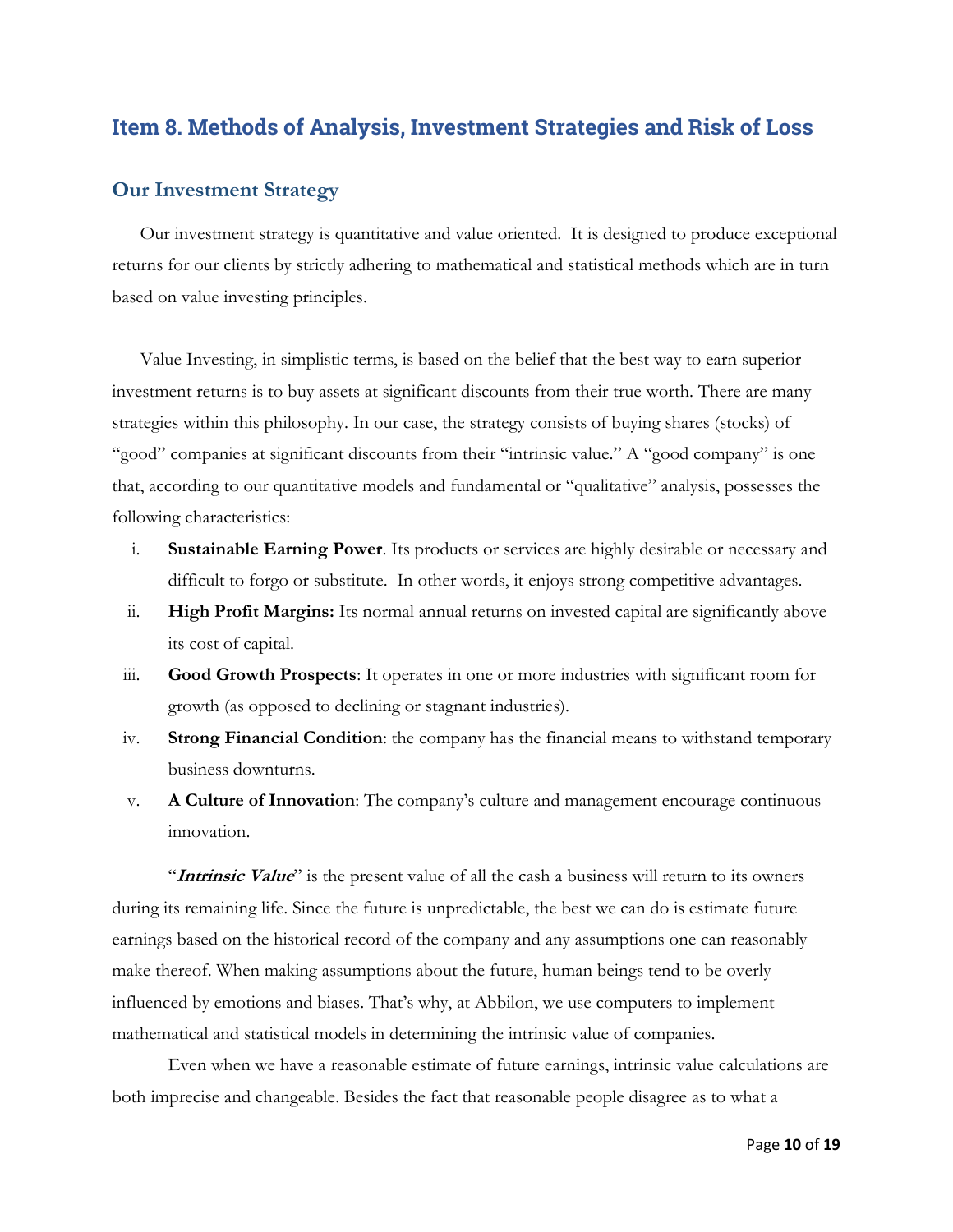## Item 8. Methods of Analysis, Investment Strategies and Risk of Loss

### Our Investment Strategy

Our investment strategy is quantitative and value oriented. It is designed to produce exceptional returns for our clients by strictly adhering to mathematical and statistical methods which are in turn based on value investing principles.

Value Investing, in simplistic terms, is based on the belief that the best way to earn superior investment returns is to buy assets at significant discounts from their true worth. There are many strategies within this philosophy. In our case, the strategy consists of buying shares (stocks) of "good" companies at significant discounts from their "intrinsic value." A "good company" is one that, according to our quantitative models and fundamental or "qualitative" analysis, possesses the following characteristics:

i. **Sustainable Earning Power**. Its products or services are highly desirable or necessary and difficult to forgo or substitute. In other words, it enjoys strong competitive advantages.
ii. **High Profit Margins:** Its normal annual returns on invested capital are significantly above its cost of capital.
iii. **Good Growth Prospects**: It operates in one or more industries with significant room for growth (as opposed to declining or stagnant industries).
iv. **Strong Financial Condition**: the company has the financial means to withstand temporary business downturns.
v. **A Culture of Innovation**: The company's culture and management encourage continuous innovation.

"***Intrinsic Value***" is the present value of all the cash a business will return to its owners during its remaining life. Since the future is unpredictable, the best we can do is estimate future earnings based on the historical record of the company and any assumptions one can reasonably make thereof. When making assumptions about the future, human beings tend to be overly influenced by emotions and biases. That's why, at Abbilon, we use computers to implement mathematical and statistical models in determining the intrinsic value of companies.

Even when we have a reasonable estimate of future earnings, intrinsic value calculations are both imprecise and changeable. Besides the fact that reasonable people disagree as to what a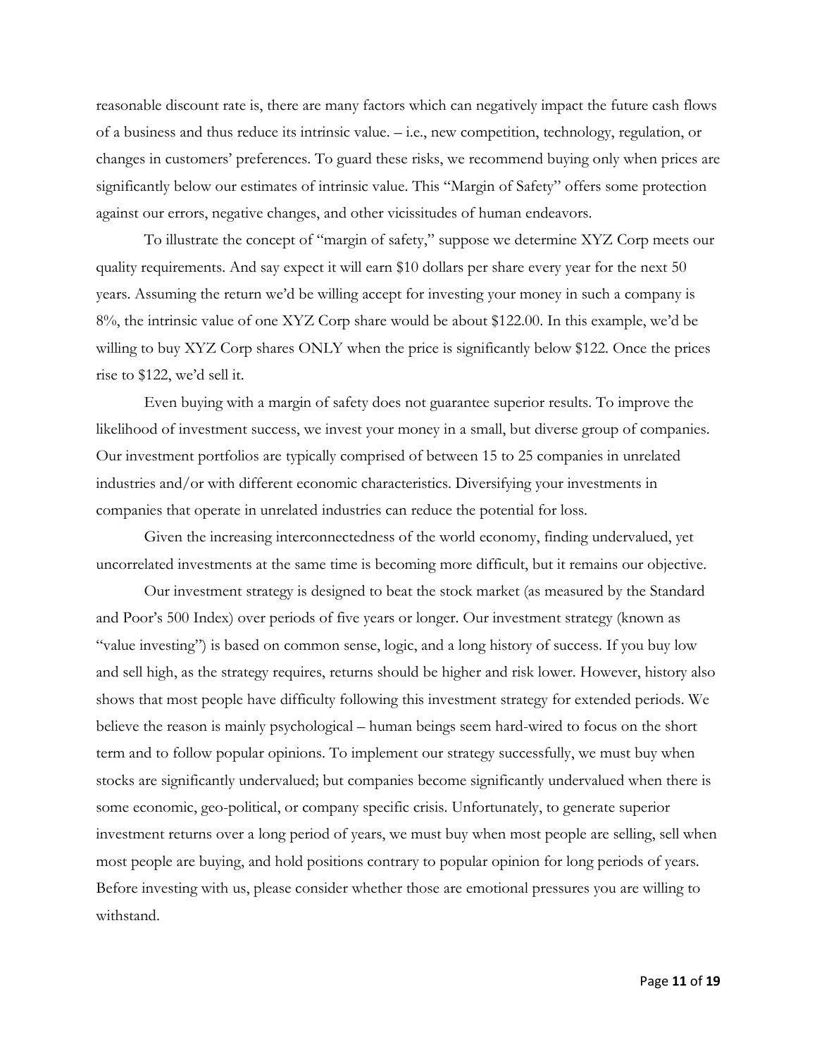reasonable discount rate is, there are many factors which can negatively impact the future cash flows of a business and thus reduce its intrinsic value. – i.e., new competition, technology, regulation, or changes in customers' preferences. To guard these risks, we recommend buying only when prices are significantly below our estimates of intrinsic value. This "Margin of Safety" offers some protection against our errors, negative changes, and other vicissitudes of human endeavors.

To illustrate the concept of "margin of safety," suppose we determine XYZ Corp meets our quality requirements. And say expect it will earn $10 dollars per share every year for the next 50 years. Assuming the return we'd be willing accept for investing your money in such a company is 8%, the intrinsic value of one XYZ Corp share would be about $122.00. In this example, we'd be willing to buy XYZ Corp shares ONLY when the price is significantly below $122. Once the prices rise to $122, we'd sell it.

Even buying with a margin of safety does not guarantee superior results. To improve the likelihood of investment success, we invest your money in a small, but diverse group of companies. Our investment portfolios are typically comprised of between 15 to 25 companies in unrelated industries and/or with different economic characteristics. Diversifying your investments in companies that operate in unrelated industries can reduce the potential for loss.

Given the increasing interconnectedness of the world economy, finding undervalued, yet uncorrelated investments at the same time is becoming more difficult, but it remains our objective.

Our investment strategy is designed to beat the stock market (as measured by the Standard and Poor's 500 Index) over periods of five years or longer. Our investment strategy (known as "value investing") is based on common sense, logic, and a long history of success. If you buy low and sell high, as the strategy requires, returns should be higher and risk lower. However, history also shows that most people have difficulty following this investment strategy for extended periods. We believe the reason is mainly psychological – human beings seem hard-wired to focus on the short term and to follow popular opinions. To implement our strategy successfully, we must buy when stocks are significantly undervalued; but companies become significantly undervalued when there is some economic, geo-political, or company specific crisis. Unfortunately, to generate superior investment returns over a long period of years, we must buy when most people are selling, sell when most people are buying, and hold positions contrary to popular opinion for long periods of years. Before investing with us, please consider whether those are emotional pressures you are willing to withstand.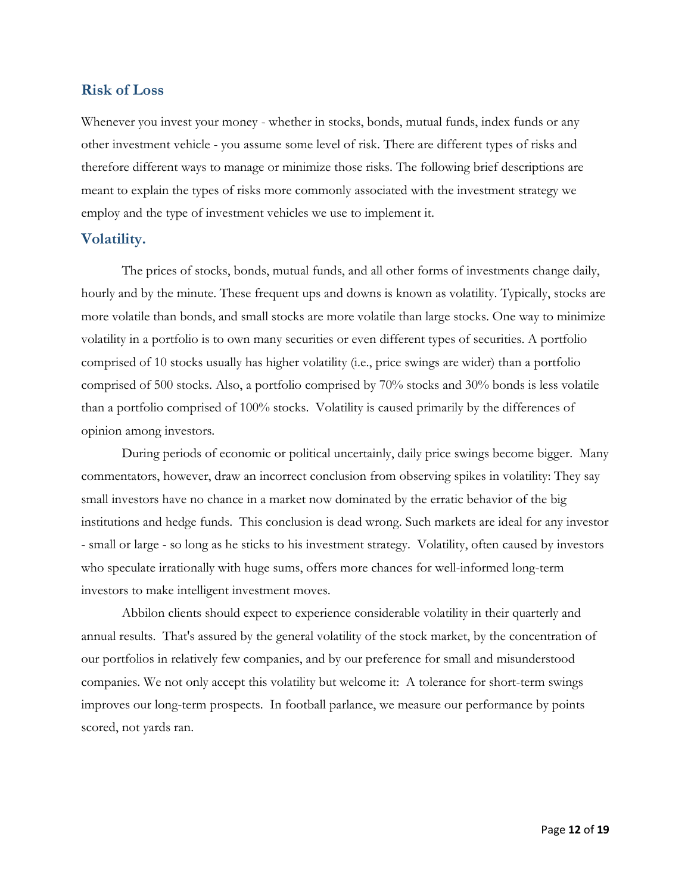## Risk of Loss

Whenever you invest your money - whether in stocks, bonds, mutual funds, index funds or any other investment vehicle - you assume some level of risk. There are different types of risks and therefore different ways to manage or minimize those risks. The following brief descriptions are meant to explain the types of risks more commonly associated with the investment strategy we employ and the type of investment vehicles we use to implement it.

## Volatility.

The prices of stocks, bonds, mutual funds, and all other forms of investments change daily, hourly and by the minute. These frequent ups and downs is known as volatility. Typically, stocks are more volatile than bonds, and small stocks are more volatile than large stocks. One way to minimize volatility in a portfolio is to own many securities or even different types of securities. A portfolio comprised of 10 stocks usually has higher volatility (i.e., price swings are wider) than a portfolio comprised of 500 stocks. Also, a portfolio comprised by 70% stocks and 30% bonds is less volatile than a portfolio comprised of 100% stocks. Volatility is caused primarily by the differences of opinion among investors.

During periods of economic or political uncertainly, daily price swings become bigger. Many commentators, however, draw an incorrect conclusion from observing spikes in volatility: They say small investors have no chance in a market now dominated by the erratic behavior of the big institutions and hedge funds. This conclusion is dead wrong. Such markets are ideal for any investor - small or large - so long as he sticks to his investment strategy. Volatility, often caused by investors who speculate irrationally with huge sums, offers more chances for well-informed long-term investors to make intelligent investment moves.

Abbilon clients should expect to experience considerable volatility in their quarterly and annual results. That's assured by the general volatility of the stock market, by the concentration of our portfolios in relatively few companies, and by our preference for small and misunderstood companies. We not only accept this volatility but welcome it: A tolerance for short-term swings improves our long-term prospects. In football parlance, we measure our performance by points scored, not yards ran.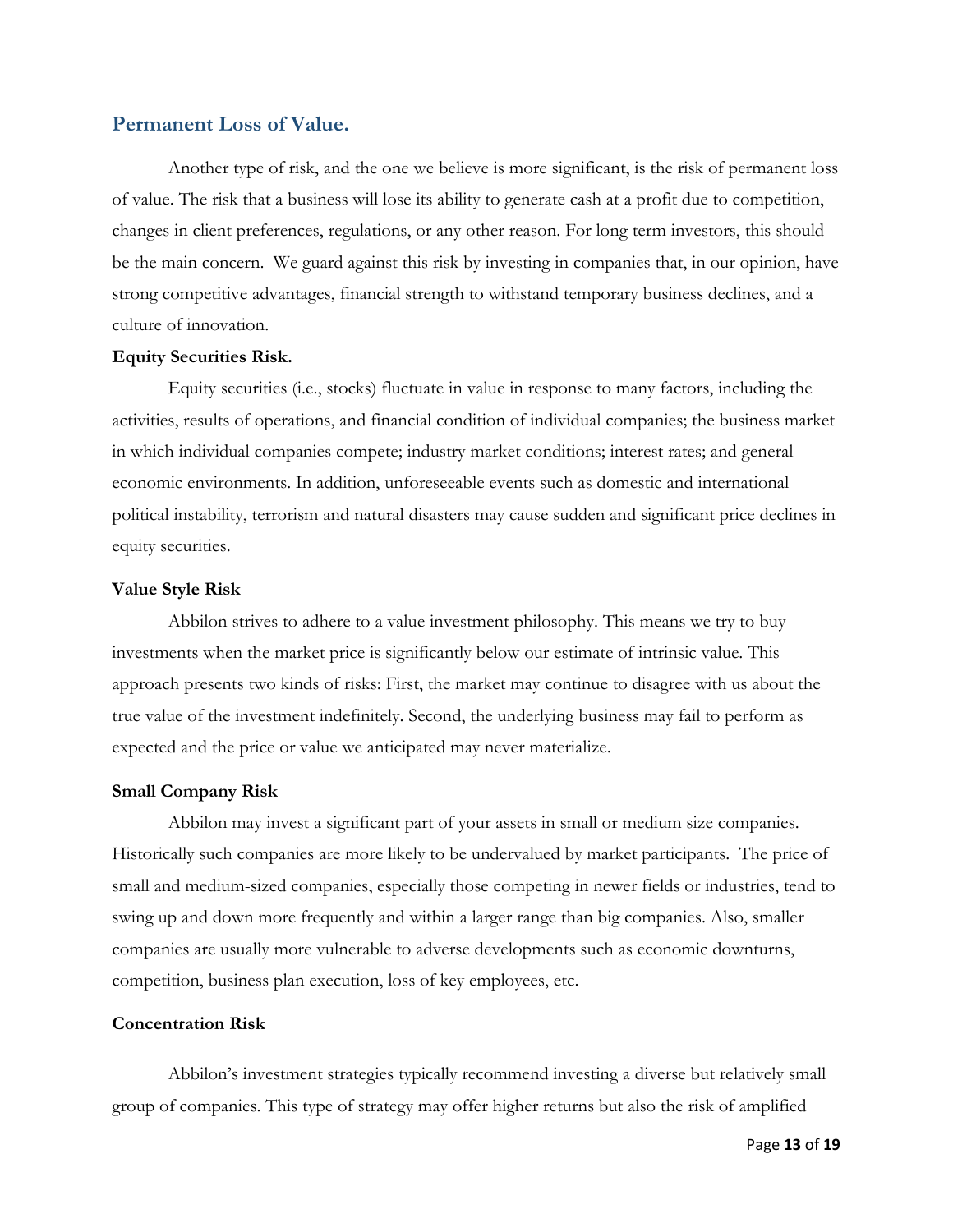## Permanent Loss of Value.

Another type of risk, and the one we believe is more significant, is the risk of permanent loss of value. The risk that a business will lose its ability to generate cash at a profit due to competition, changes in client preferences, regulations, or any other reason. For long term investors, this should be the main concern. We guard against this risk by investing in companies that, in our opinion, have strong competitive advantages, financial strength to withstand temporary business declines, and a culture of innovation.

**Equity Securities Risk.**

Equity securities (i.e., stocks) fluctuate in value in response to many factors, including the activities, results of operations, and financial condition of individual companies; the business market in which individual companies compete; industry market conditions; interest rates; and general economic environments. In addition, unforeseeable events such as domestic and international political instability, terrorism and natural disasters may cause sudden and significant price declines in equity securities.

**Value Style Risk**

Abbilon strives to adhere to a value investment philosophy. This means we try to buy investments when the market price is significantly below our estimate of intrinsic value. This approach presents two kinds of risks: First, the market may continue to disagree with us about the true value of the investment indefinitely. Second, the underlying business may fail to perform as expected and the price or value we anticipated may never materialize.

**Small Company Risk**

Abbilon may invest a significant part of your assets in small or medium size companies. Historically such companies are more likely to be undervalued by market participants. The price of small and medium-sized companies, especially those competing in newer fields or industries, tend to swing up and down more frequently and within a larger range than big companies. Also, smaller companies are usually more vulnerable to adverse developments such as economic downturns, competition, business plan execution, loss of key employees, etc.

**Concentration Risk**

Abbilon's investment strategies typically recommend investing a diverse but relatively small group of companies. This type of strategy may offer higher returns but also the risk of amplified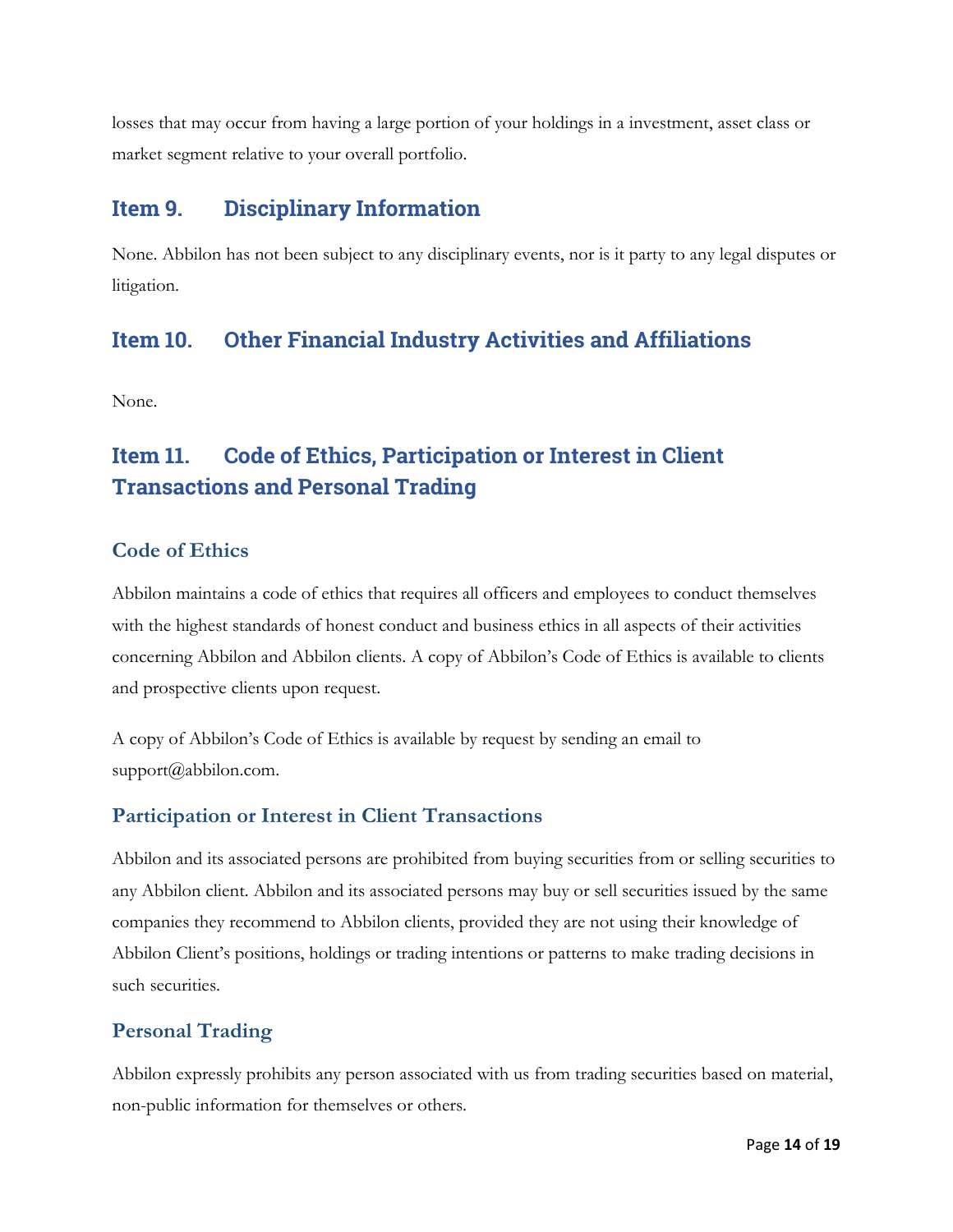losses that may occur from having a large portion of your holdings in a investment, asset class or market segment relative to your overall portfolio.

## Item 9. Disciplinary Information

None. Abbilon has not been subject to any disciplinary events, nor is it party to any legal disputes or litigation.

## Item 10. Other Financial Industry Activities and Affiliations

None.

## Item 11. Code of Ethics, Participation or Interest in Client Transactions and Personal Trading

### Code of Ethics

Abbilon maintains a code of ethics that requires all officers and employees to conduct themselves with the highest standards of honest conduct and business ethics in all aspects of their activities concerning Abbilon and Abbilon clients. A copy of Abbilon's Code of Ethics is available to clients and prospective clients upon request.

A copy of Abbilon's Code of Ethics is available by request by sending an email to support@abbilon.com.

### Participation or Interest in Client Transactions

Abbilon and its associated persons are prohibited from buying securities from or selling securities to any Abbilon client. Abbilon and its associated persons may buy or sell securities issued by the same companies they recommend to Abbilon clients, provided they are not using their knowledge of Abbilon Client's positions, holdings or trading intentions or patterns to make trading decisions in such securities.

### Personal Trading

Abbilon expressly prohibits any person associated with us from trading securities based on material, non-public information for themselves or others.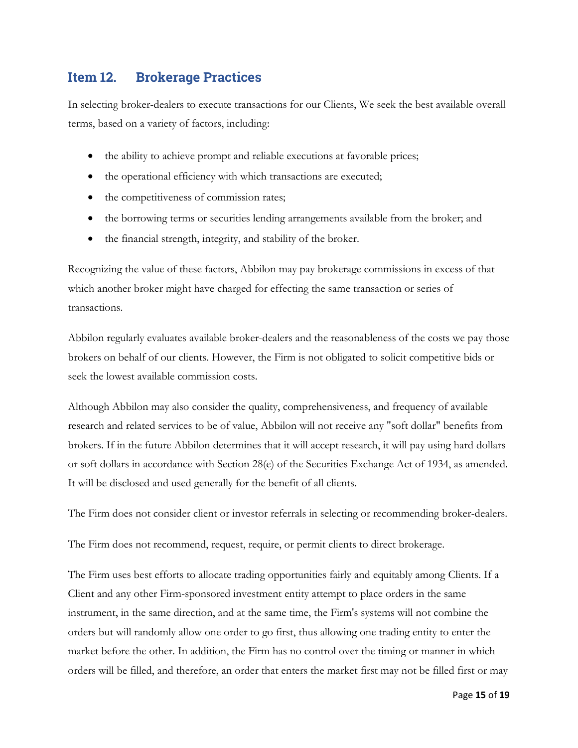## Item 12. Brokerage Practices

In selecting broker-dealers to execute transactions for our Clients, We seek the best available overall terms, based on a variety of factors, including:

- the ability to achieve prompt and reliable executions at favorable prices;
- the operational efficiency with which transactions are executed;
- the competitiveness of commission rates;
- the borrowing terms or securities lending arrangements available from the broker; and
- the financial strength, integrity, and stability of the broker.

Recognizing the value of these factors, Abbilon may pay brokerage commissions in excess of that which another broker might have charged for effecting the same transaction or series of transactions.

Abbilon regularly evaluates available broker-dealers and the reasonableness of the costs we pay those brokers on behalf of our clients. However, the Firm is not obligated to solicit competitive bids or seek the lowest available commission costs.

Although Abbilon may also consider the quality, comprehensiveness, and frequency of available research and related services to be of value, Abbilon will not receive any "soft dollar" benefits from brokers. If in the future Abbilon determines that it will accept research, it will pay using hard dollars or soft dollars in accordance with Section 28(e) of the Securities Exchange Act of 1934, as amended. It will be disclosed and used generally for the benefit of all clients.

The Firm does not consider client or investor referrals in selecting or recommending broker-dealers.

The Firm does not recommend, request, require, or permit clients to direct brokerage.

The Firm uses best efforts to allocate trading opportunities fairly and equitably among Clients. If a Client and any other Firm-sponsored investment entity attempt to place orders in the same instrument, in the same direction, and at the same time, the Firm's systems will not combine the orders but will randomly allow one order to go first, thus allowing one trading entity to enter the market before the other. In addition, the Firm has no control over the timing or manner in which orders will be filled, and therefore, an order that enters the market first may not be filled first or may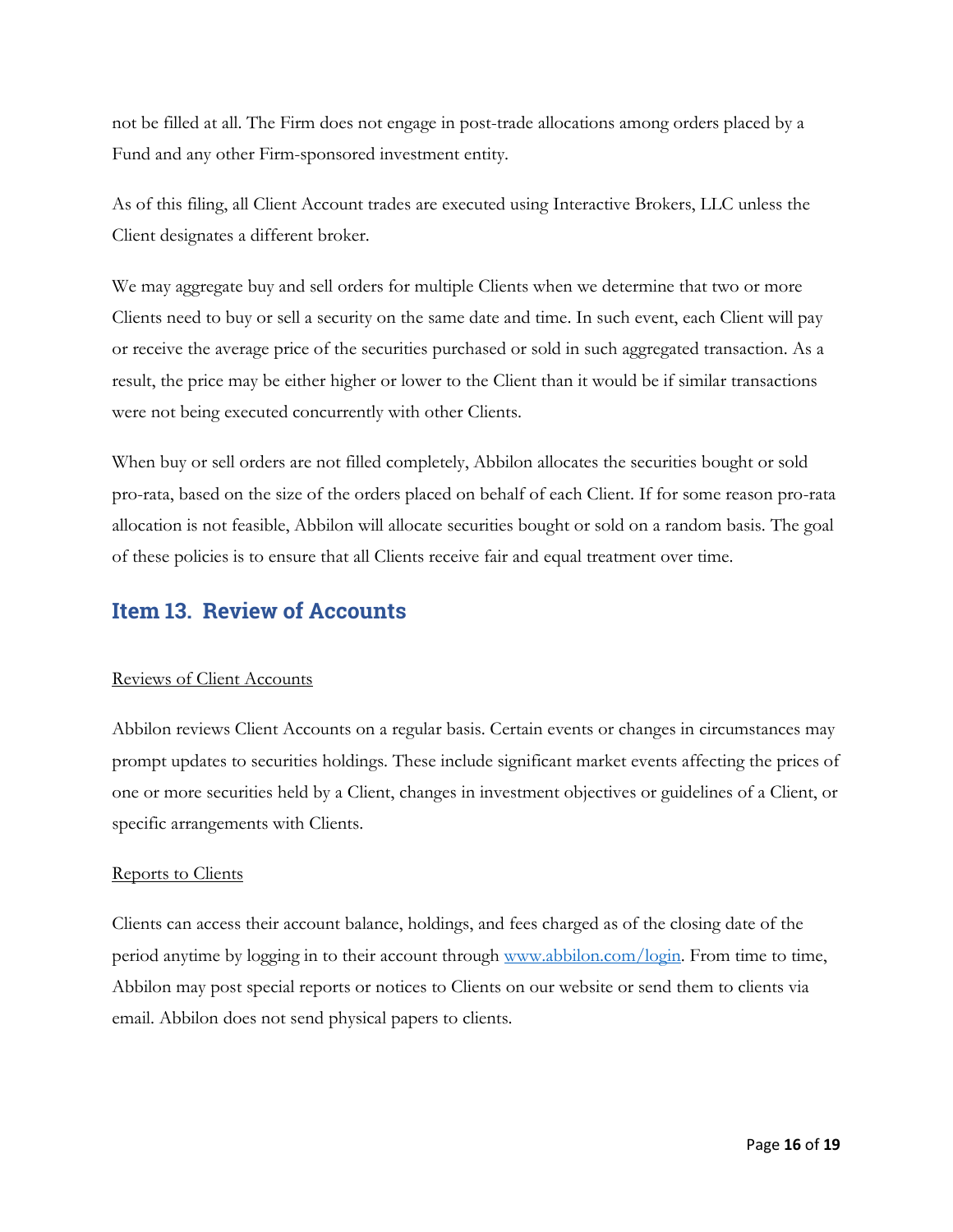not be filled at all. The Firm does not engage in post-trade allocations among orders placed by a Fund and any other Firm-sponsored investment entity.

As of this filing, all Client Account trades are executed using Interactive Brokers, LLC unless the Client designates a different broker.

We may aggregate buy and sell orders for multiple Clients when we determine that two or more Clients need to buy or sell a security on the same date and time. In such event, each Client will pay or receive the average price of the securities purchased or sold in such aggregated transaction. As a result, the price may be either higher or lower to the Client than it would be if similar transactions were not being executed concurrently with other Clients.

When buy or sell orders are not filled completely, Abbilon allocates the securities bought or sold pro-rata, based on the size of the orders placed on behalf of each Client. If for some reason pro-rata allocation is not feasible, Abbilon will allocate securities bought or sold on a random basis. The goal of these policies is to ensure that all Clients receive fair and equal treatment over time.

## Item 13. Review of Accounts

Reviews of Client Accounts

Abbilon reviews Client Accounts on a regular basis. Certain events or changes in circumstances may prompt updates to securities holdings. These include significant market events affecting the prices of one or more securities held by a Client, changes in investment objectives or guidelines of a Client, or specific arrangements with Clients.

Reports to Clients

Clients can access their account balance, holdings, and fees charged as of the closing date of the period anytime by logging in to their account through [www.abbilon.com/login](www.abbilon.com/login). From time to time, Abbilon may post special reports or notices to Clients on our website or send them to clients via email. Abbilon does not send physical papers to clients.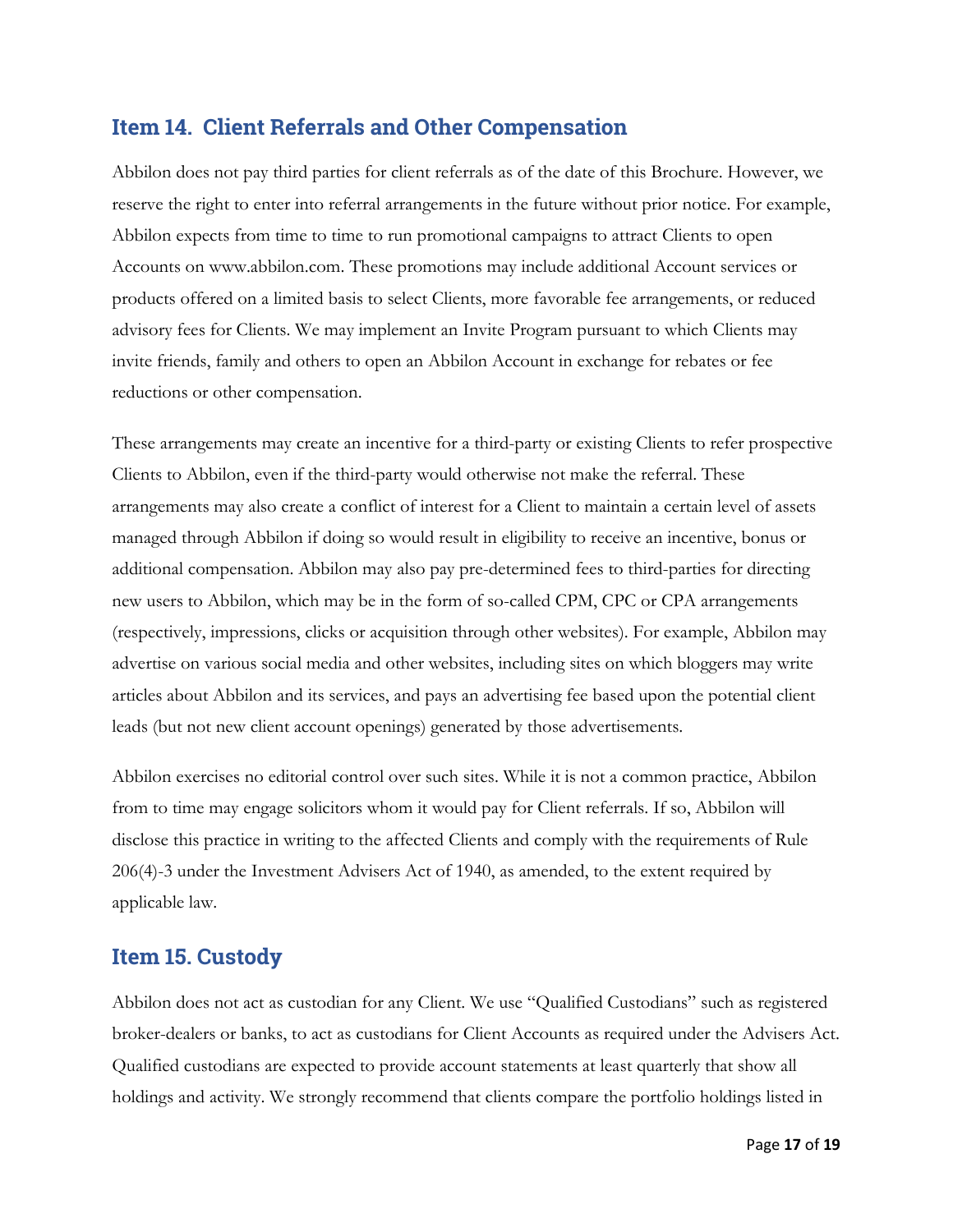## Item 14. Client Referrals and Other Compensation

Abbilon does not pay third parties for client referrals as of the date of this Brochure. However, we reserve the right to enter into referral arrangements in the future without prior notice. For example, Abbilon expects from time to time to run promotional campaigns to attract Clients to open Accounts on www.abbilon.com. These promotions may include additional Account services or products offered on a limited basis to select Clients, more favorable fee arrangements, or reduced advisory fees for Clients. We may implement an Invite Program pursuant to which Clients may invite friends, family and others to open an Abbilon Account in exchange for rebates or fee reductions or other compensation.

These arrangements may create an incentive for a third-party or existing Clients to refer prospective Clients to Abbilon, even if the third-party would otherwise not make the referral. These arrangements may also create a conflict of interest for a Client to maintain a certain level of assets managed through Abbilon if doing so would result in eligibility to receive an incentive, bonus or additional compensation. Abbilon may also pay pre-determined fees to third-parties for directing new users to Abbilon, which may be in the form of so-called CPM, CPC or CPA arrangements (respectively, impressions, clicks or acquisition through other websites). For example, Abbilon may advertise on various social media and other websites, including sites on which bloggers may write articles about Abbilon and its services, and pays an advertising fee based upon the potential client leads (but not new client account openings) generated by those advertisements.

Abbilon exercises no editorial control over such sites. While it is not a common practice, Abbilon from to time may engage solicitors whom it would pay for Client referrals. If so, Abbilon will disclose this practice in writing to the affected Clients and comply with the requirements of Rule 206(4)-3 under the Investment Advisers Act of 1940, as amended, to the extent required by applicable law.

## Item 15. Custody

Abbilon does not act as custodian for any Client. We use "Qualified Custodians" such as registered broker-dealers or banks, to act as custodians for Client Accounts as required under the Advisers Act. Qualified custodians are expected to provide account statements at least quarterly that show all holdings and activity. We strongly recommend that clients compare the portfolio holdings listed in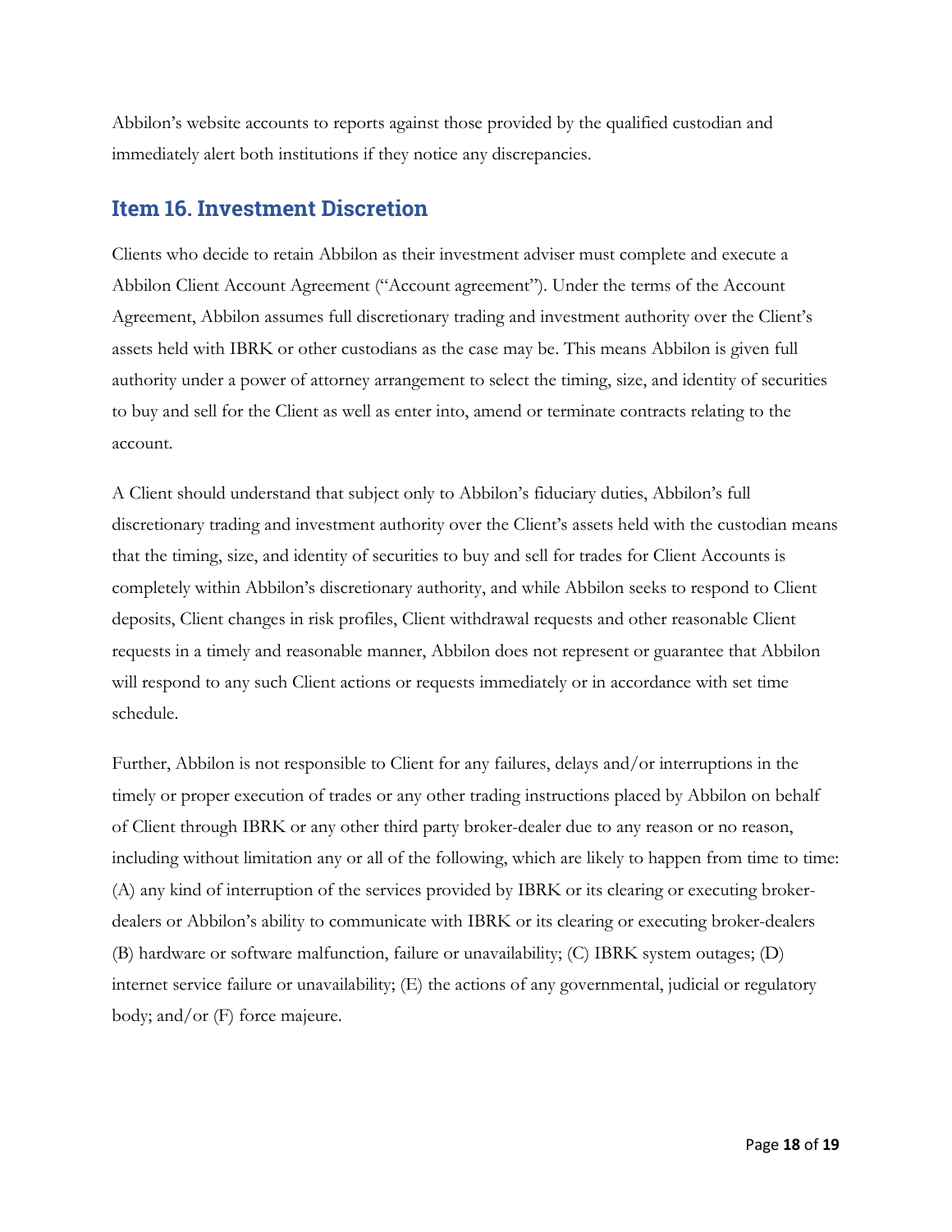Abbilon's website accounts to reports against those provided by the qualified custodian and immediately alert both institutions if they notice any discrepancies.

## Item 16. Investment Discretion

Clients who decide to retain Abbilon as their investment adviser must complete and execute a Abbilon Client Account Agreement ("Account agreement"). Under the terms of the Account Agreement, Abbilon assumes full discretionary trading and investment authority over the Client's assets held with IBRK or other custodians as the case may be. This means Abbilon is given full authority under a power of attorney arrangement to select the timing, size, and identity of securities to buy and sell for the Client as well as enter into, amend or terminate contracts relating to the account.

A Client should understand that subject only to Abbilon's fiduciary duties, Abbilon's full discretionary trading and investment authority over the Client's assets held with the custodian means that the timing, size, and identity of securities to buy and sell for trades for Client Accounts is completely within Abbilon's discretionary authority, and while Abbilon seeks to respond to Client deposits, Client changes in risk profiles, Client withdrawal requests and other reasonable Client requests in a timely and reasonable manner, Abbilon does not represent or guarantee that Abbilon will respond to any such Client actions or requests immediately or in accordance with set time schedule.

Further, Abbilon is not responsible to Client for any failures, delays and/or interruptions in the timely or proper execution of trades or any other trading instructions placed by Abbilon on behalf of Client through IBRK or any other third party broker-dealer due to any reason or no reason, including without limitation any or all of the following, which are likely to happen from time to time: (A) any kind of interruption of the services provided by IBRK or its clearing or executing broker-dealers or Abbilon's ability to communicate with IBRK or its clearing or executing broker-dealers (B) hardware or software malfunction, failure or unavailability; (C) IBRK system outages; (D) internet service failure or unavailability; (E) the actions of any governmental, judicial or regulatory body; and/or (F) force majeure.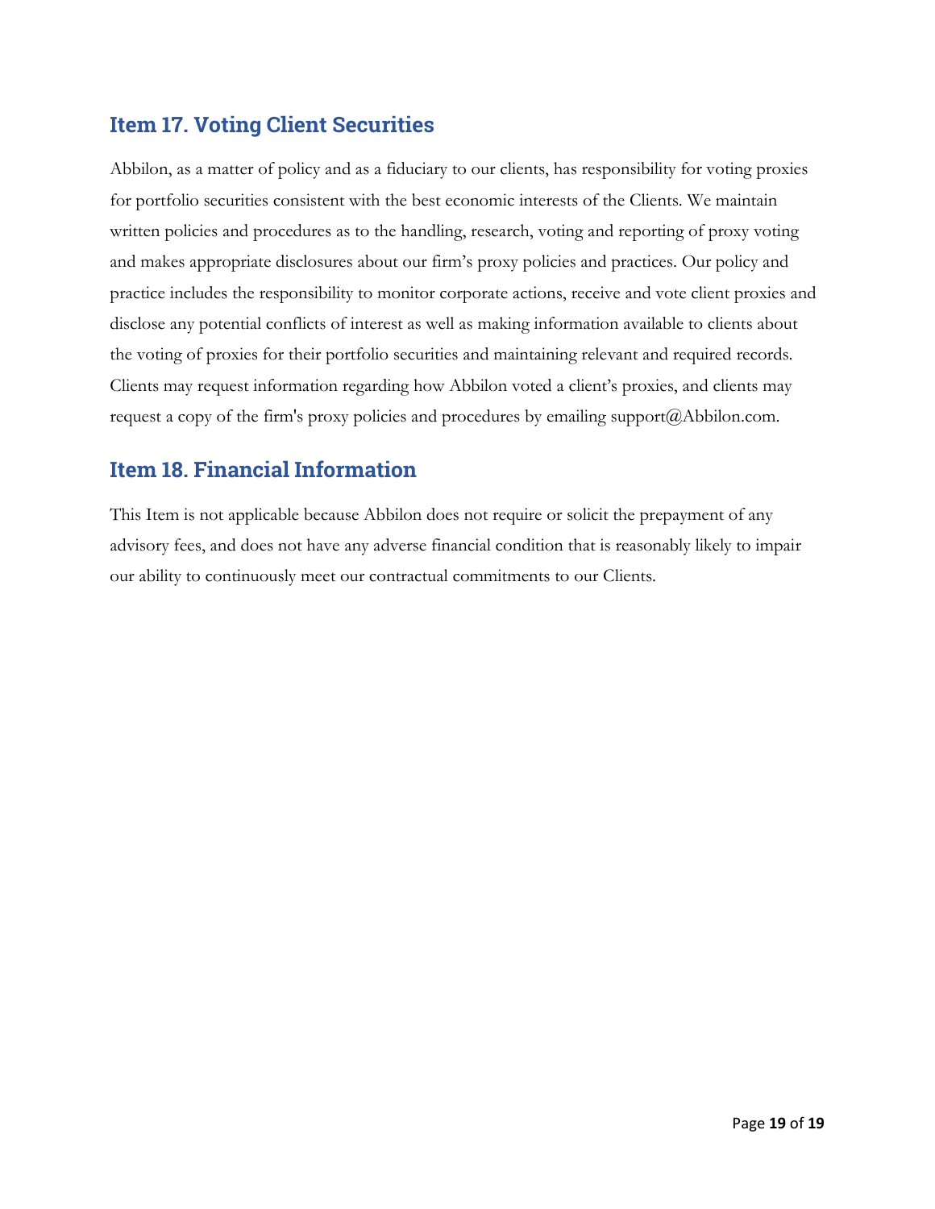## Item 17. Voting Client Securities

Abbilon, as a matter of policy and as a fiduciary to our clients, has responsibility for voting proxies for portfolio securities consistent with the best economic interests of the Clients. We maintain written policies and procedures as to the handling, research, voting and reporting of proxy voting and makes appropriate disclosures about our firm's proxy policies and practices. Our policy and practice includes the responsibility to monitor corporate actions, receive and vote client proxies and disclose any potential conflicts of interest as well as making information available to clients about the voting of proxies for their portfolio securities and maintaining relevant and required records. Clients may request information regarding how Abbilon voted a client's proxies, and clients may request a copy of the firm's proxy policies and procedures by emailing support@Abbilon.com.

## Item 18. Financial Information

This Item is not applicable because Abbilon does not require or solicit the prepayment of any advisory fees, and does not have any adverse financial condition that is reasonably likely to impair our ability to continuously meet our contractual commitments to our Clients.